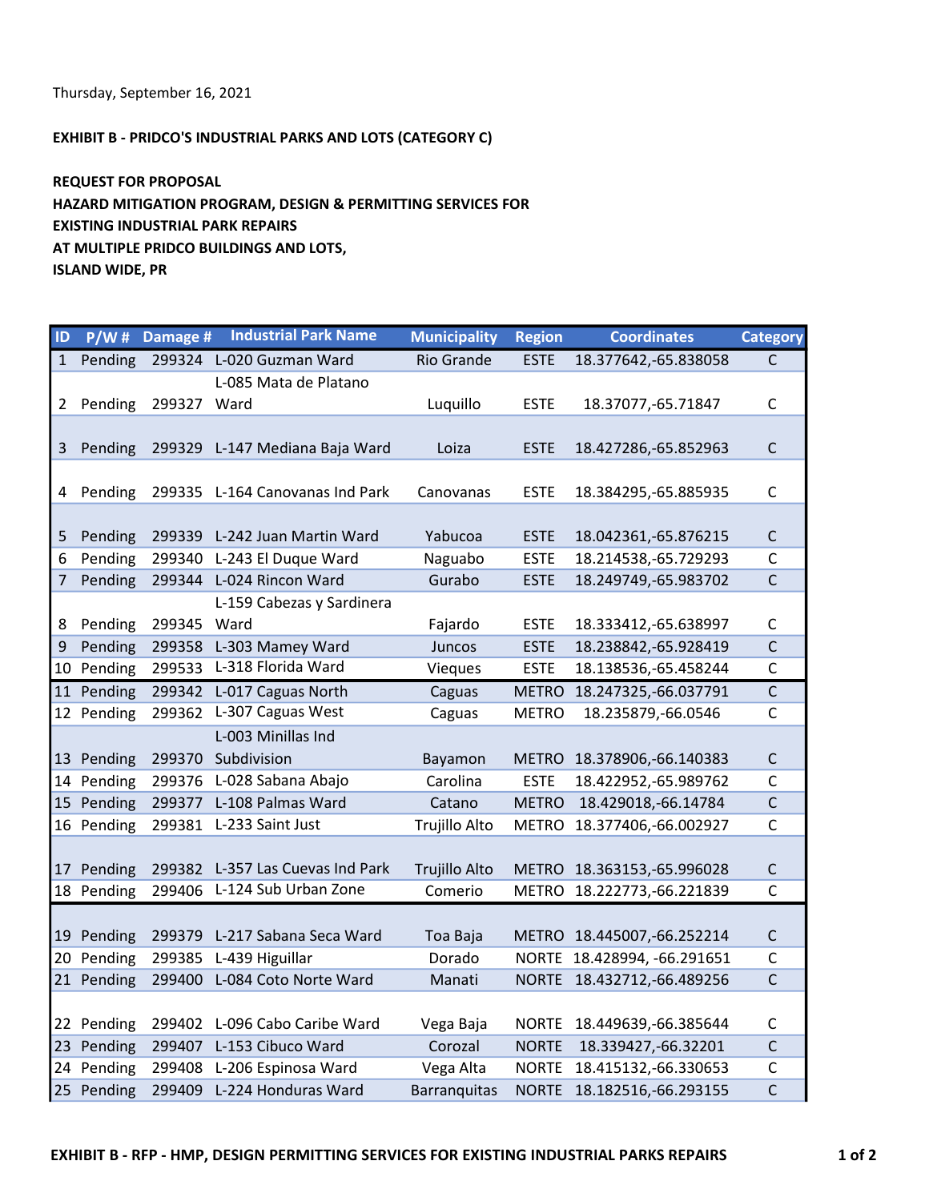Thursday, September 16, 2021

**EXHIBIT B - PRIDCO'S INDUSTRIAL PARKS AND LOTS (CATEGORY C)**

**REQUEST FOR PROPOSAL**
**HAZARD MITIGATION PROGRAM, DESIGN & PERMITTING SERVICES FOR**
**EXISTING INDUSTRIAL PARK REPAIRS**
**AT MULTIPLE PRIDCO BUILDINGS AND LOTS,**
**ISLAND WIDE, PR**

| ID | P/W # | Damage # | Industrial Park Name | Municipality | Region | Coordinates | Category |
|---|---|---|---|---|---|---|---|
| 1 | Pending | 299324 | L-020 Guzman Ward | Rio Grande | ESTE | 18.377642,-65.838058 | C |
| 2 | Pending | 299327 | L-085 Mata de Platano Ward | Luquillo | ESTE | 18.37077,-65.71847 | C |
| 3 | Pending | 299329 | L-147 Mediana Baja Ward | Loiza | ESTE | 18.427286,-65.852963 | C |
| 4 | Pending | 299335 | L-164 Canovanas Ind Park | Canovanas | ESTE | 18.384295,-65.885935 | C |
| 5 | Pending | 299339 | L-242 Juan Martin Ward | Yabucoa | ESTE | 18.042361,-65.876215 | C |
| 6 | Pending | 299340 | L-243 El Duque Ward | Naguabo | ESTE | 18.214538,-65.729293 | C |
| 7 | Pending | 299344 | L-024 Rincon Ward | Gurabo | ESTE | 18.249749,-65.983702 | C |
| 8 | Pending | 299345 | L-159 Cabezas y Sardinera Ward | Fajardo | ESTE | 18.333412,-65.638997 | C |
| 9 | Pending | 299358 | L-303 Mamey Ward | Juncos | ESTE | 18.238842,-65.928419 | C |
| 10 | Pending | 299533 | L-318 Florida Ward | Vieques | ESTE | 18.138536,-65.458244 | C |
| 11 | Pending | 299342 | L-017 Caguas North | Caguas | METRO | 18.247325,-66.037791 | C |
| 12 | Pending | 299362 | L-307 Caguas West | Caguas | METRO | 18.235879,-66.0546 | C |
| 13 | Pending | 299370 | L-003 Minillas Ind Subdivision | Bayamon | METRO | 18.378906,-66.140383 | C |
| 14 | Pending | 299376 | L-028 Sabana Abajo | Carolina | ESTE | 18.422952,-65.989762 | C |
| 15 | Pending | 299377 | L-108 Palmas Ward | Catano | METRO | 18.429018,-66.14784 | C |
| 16 | Pending | 299381 | L-233 Saint Just | Trujillo Alto | METRO | 18.377406,-66.002927 | C |
| 17 | Pending | 299382 | L-357 Las Cuevas Ind Park | Trujillo Alto | METRO | 18.363153,-65.996028 | C |
| 18 | Pending | 299406 | L-124 Sub Urban Zone | Comerio | METRO | 18.222773,-66.221839 | C |
| 19 | Pending | 299379 | L-217 Sabana Seca Ward | Toa Baja | METRO | 18.445007,-66.252214 | C |
| 20 | Pending | 299385 | L-439 Higuillar | Dorado | NORTE | 18.428994, -66.291651 | C |
| 21 | Pending | 299400 | L-084 Coto Norte Ward | Manati | NORTE | 18.432712,-66.489256 | C |
| 22 | Pending | 299402 | L-096 Cabo Caribe Ward | Vega Baja | NORTE | 18.449639,-66.385644 | C |
| 23 | Pending | 299407 | L-153 Cibuco Ward | Corozal | NORTE | 18.339427,-66.32201 | C |
| 24 | Pending | 299408 | L-206 Espinosa Ward | Vega Alta | NORTE | 18.415132,-66.330653 | C |
| 25 | Pending | 299409 | L-224 Honduras Ward | Barranquitas | NORTE | 18.182516,-66.293155 | C |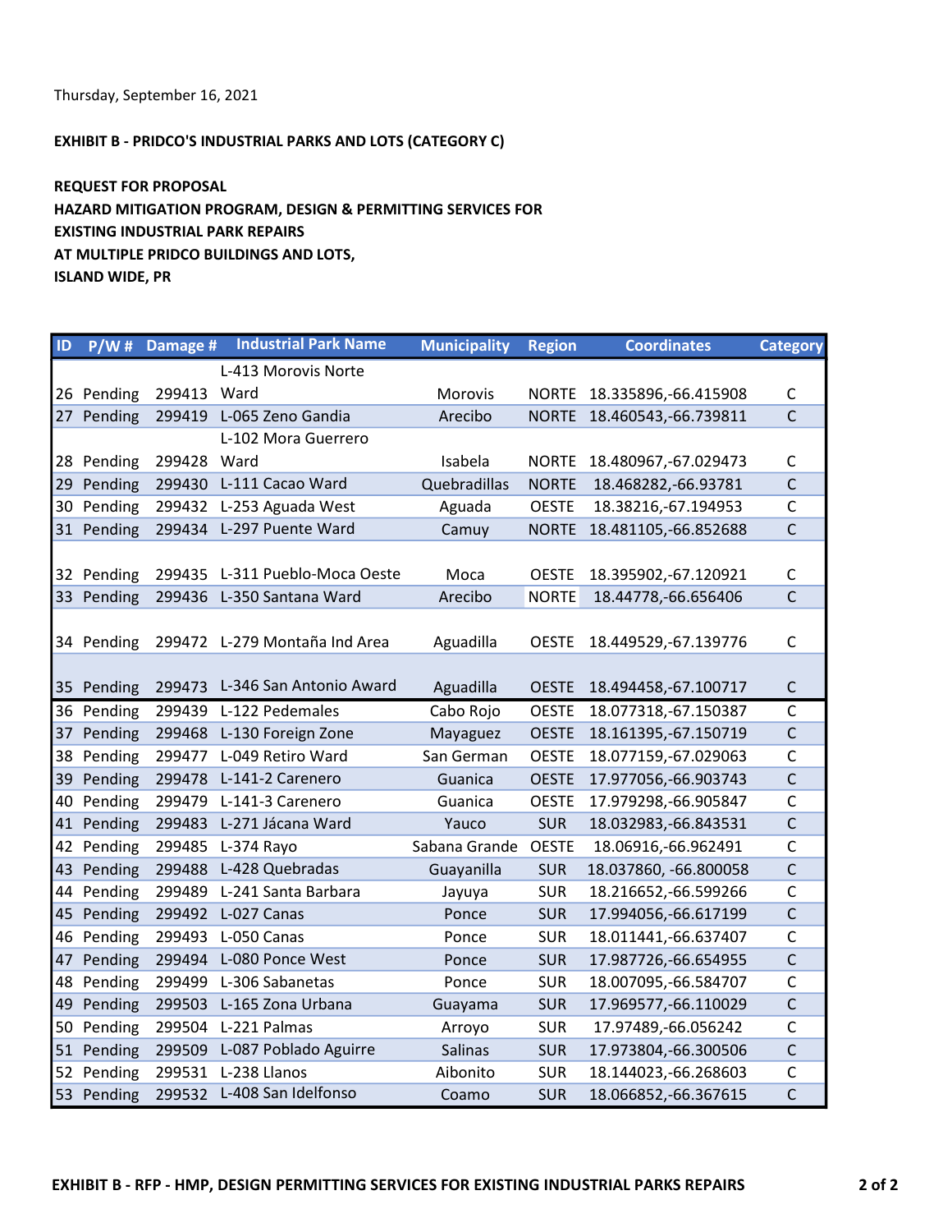Thursday, September 16, 2021

**EXHIBIT B - PRIDCO'S INDUSTRIAL PARKS AND LOTS (CATEGORY C)**

**REQUEST FOR PROPOSAL**
**HAZARD MITIGATION PROGRAM, DESIGN & PERMITTING SERVICES FOR**
**EXISTING INDUSTRIAL PARK REPAIRS**
**AT MULTIPLE PRIDCO BUILDINGS AND LOTS,**
**ISLAND WIDE, PR**

| ID | P/W # | Damage # | Industrial Park Name | Municipality | Region | Coordinates | Category |
|---|---|---|---|---|---|---|---|
| 26 | Pending | 299413 | L-413 Morovis Norte Ward | Morovis | NORTE | 18.335896,-66.415908 | C |
| 27 | Pending | 299419 | L-065 Zeno Gandia | Arecibo | NORTE | 18.460543,-66.739811 | C |
| 28 | Pending | 299428 | L-102 Mora Guerrero Ward | Isabela | NORTE | 18.480967,-67.029473 | C |
| 29 | Pending | 299430 | L-111 Cacao Ward | Quebradillas | NORTE | 18.468282,-66.93781 | C |
| 30 | Pending | 299432 | L-253 Aguada West | Aguada | OESTE | 18.38216,-67.194953 | C |
| 31 | Pending | 299434 | L-297 Puente Ward | Camuy | NORTE | 18.481105,-66.852688 | C |
| 32 | Pending | 299435 | L-311 Pueblo-Moca Oeste | Moca | OESTE | 18.395902,-67.120921 | C |
| 33 | Pending | 299436 | L-350 Santana Ward | Arecibo | NORTE | 18.44778,-66.656406 | C |
| 34 | Pending | 299472 | L-279 Montaña Ind Area | Aguadilla | OESTE | 18.449529,-67.139776 | C |
| 35 | Pending | 299473 | L-346 San Antonio Award | Aguadilla | OESTE | 18.494458,-67.100717 | C |
| 36 | Pending | 299439 | L-122 Pedemales | Cabo Rojo | OESTE | 18.077318,-67.150387 | C |
| 37 | Pending | 299468 | L-130 Foreign Zone | Mayaguez | OESTE | 18.161395,-67.150719 | C |
| 38 | Pending | 299477 | L-049 Retiro Ward | San German | OESTE | 18.077159,-67.029063 | C |
| 39 | Pending | 299478 | L-141-2 Carenero | Guanica | OESTE | 17.977056,-66.903743 | C |
| 40 | Pending | 299479 | L-141-3 Carenero | Guanica | OESTE | 17.979298,-66.905847 | C |
| 41 | Pending | 299483 | L-271 Jácana Ward | Yauco | SUR | 18.032983,-66.843531 | C |
| 42 | Pending | 299485 | L-374 Rayo | Sabana Grande | OESTE | 18.06916,-66.962491 | C |
| 43 | Pending | 299488 | L-428 Quebradas | Guayanilla | SUR | 18.037860, -66.800058 | C |
| 44 | Pending | 299489 | L-241 Santa Barbara | Jayuya | SUR | 18.216652,-66.599266 | C |
| 45 | Pending | 299492 | L-027 Canas | Ponce | SUR | 17.994056,-66.617199 | C |
| 46 | Pending | 299493 | L-050 Canas | Ponce | SUR | 18.011441,-66.637407 | C |
| 47 | Pending | 299494 | L-080 Ponce West | Ponce | SUR | 17.987726,-66.654955 | C |
| 48 | Pending | 299499 | L-306 Sabanetas | Ponce | SUR | 18.007095,-66.584707 | C |
| 49 | Pending | 299503 | L-165 Zona Urbana | Guayama | SUR | 17.969577,-66.110029 | C |
| 50 | Pending | 299504 | L-221 Palmas | Arroyo | SUR | 17.97489,-66.056242 | C |
| 51 | Pending | 299509 | L-087 Poblado Aguirre | Salinas | SUR | 17.973804,-66.300506 | C |
| 52 | Pending | 299531 | L-238 Llanos | Aibonito | SUR | 18.144023,-66.268603 | C |
| 53 | Pending | 299532 | L-408 San Idelfonso | Coamo | SUR | 18.066852,-66.367615 | C |

**EXHIBIT B - RFP - HMP, DESIGN PERMITTING SERVICES FOR EXISTING INDUSTRIAL PARKS REPAIRS**